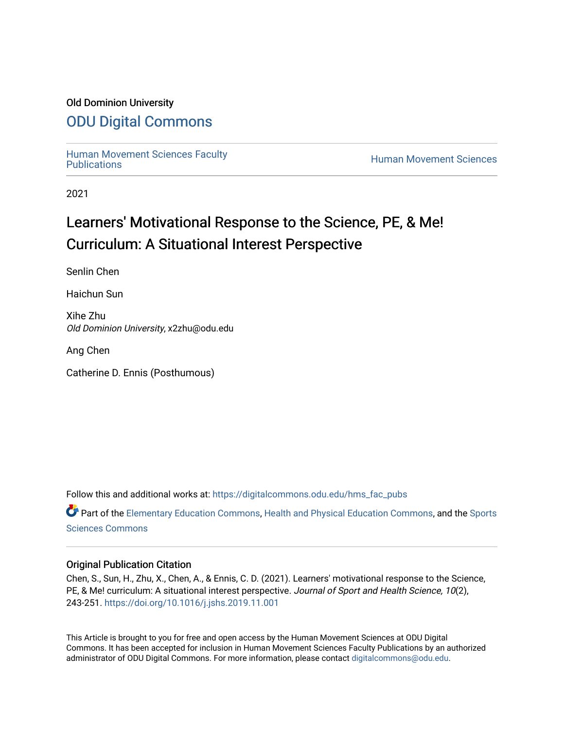Old Dominion University

# ODU Digital Commons

Human Movement Sciences Faculty Publications

Human Movement Sciences

2021

# Learners' Motivational Response to the Science, PE, & Me! Curriculum: A Situational Interest Perspective

Senlin Chen

Haichun Sun

Xihe Zhu
*Old Dominion University*, x2zhu@odu.edu

Ang Chen

Catherine D. Ennis (Posthumous)

Follow this and additional works at: https://digitalcommons.odu.edu/hms_fac_pubs

Part of the Elementary Education Commons, Health and Physical Education Commons, and the Sports Sciences Commons

## Original Publication Citation

Chen, S., Sun, H., Zhu, X., Chen, A., & Ennis, C. D. (2021). Learners' motivational response to the Science, PE, & Me! curriculum: A situational interest perspective. *Journal of Sport and Health Science, 10*(2), 243-251. https://doi.org/10.1016/j.jshs.2019.11.001

This Article is brought to you for free and open access by the Human Movement Sciences at ODU Digital Commons. It has been accepted for inclusion in Human Movement Sciences Faculty Publications by an authorized administrator of ODU Digital Commons. For more information, please contact digitalcommons@odu.edu.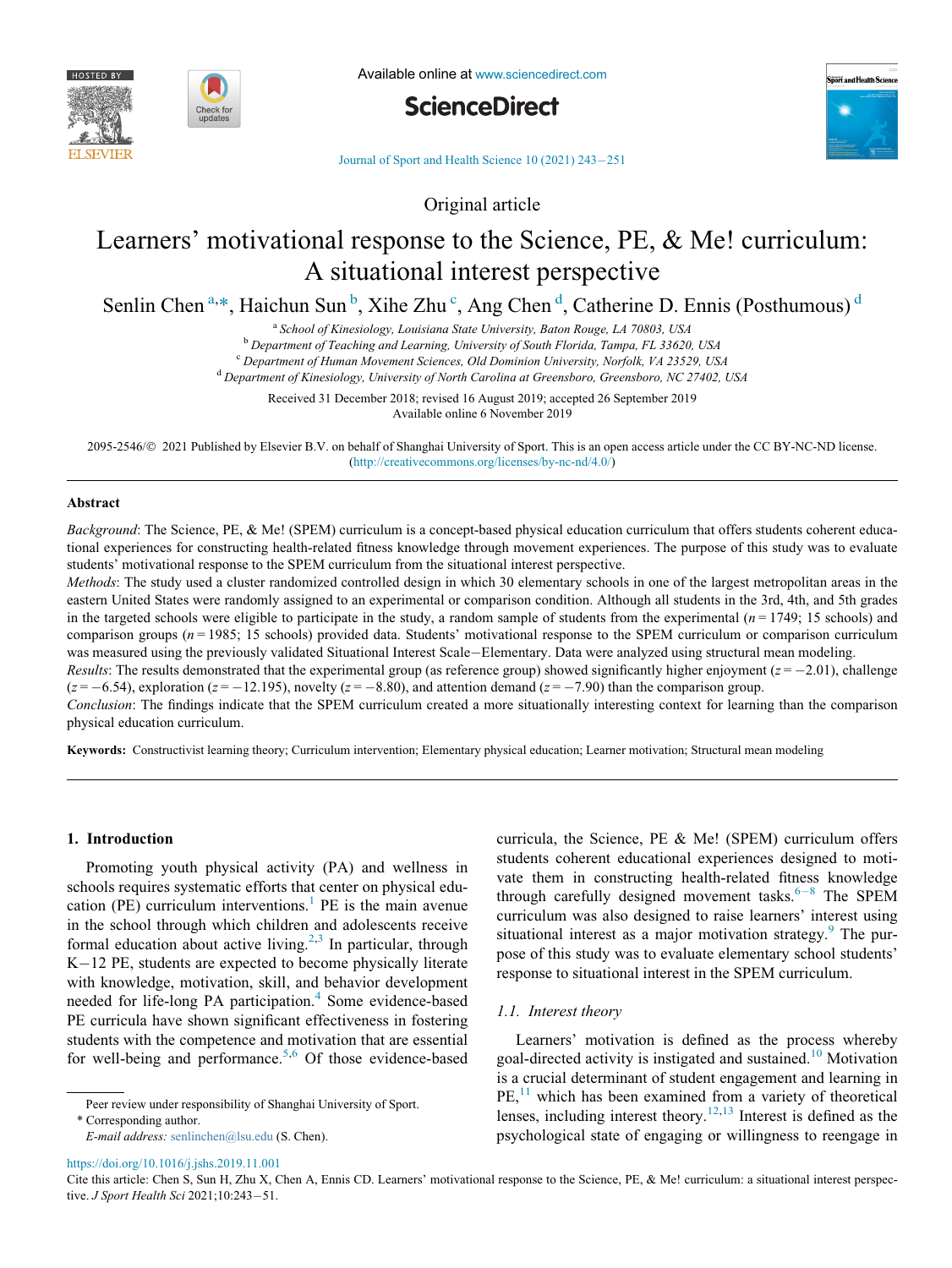Original article

# Learners' motivational response to the Science, PE, & Me! curriculum: A situational interest perspective

Senlin Chen [a,*], Haichun Sun [b], Xihe Zhu [c], Ang Chen [d], Catherine D. Ennis (Posthumous) [d]

[a] *School of Kinesiology, Louisiana State University, Baton Rouge, LA 70803, USA*
[b] *Department of Teaching and Learning, University of South Florida, Tampa, FL 33620, USA*
[c] *Department of Human Movement Sciences, Old Dominion University, Norfolk, VA 23529, USA*
[d] *Department of Kinesiology, University of North Carolina at Greensboro, Greensboro, NC 27402, USA*

Received 31 December 2018; revised 16 August 2019; accepted 26 September 2019
Available online 6 November 2019

2095-2546/© 2021 Published by Elsevier B.V. on behalf of Shanghai University of Sport. This is an open access article under the CC BY-NC-ND license. (http://creativecommons.org/licenses/by-nc-nd/4.0/)

## Abstract

*Background*: The Science, PE, & Me! (SPEM) curriculum is a concept-based physical education curriculum that offers students coherent educational experiences for constructing health-related fitness knowledge through movement experiences. The purpose of this study was to evaluate students' motivational response to the SPEM curriculum from the situational interest perspective.

*Methods*: The study used a cluster randomized controlled design in which 30 elementary schools in one of the largest metropolitan areas in the eastern United States were randomly assigned to an experimental or comparison condition. Although all students in the 3rd, 4th, and 5th grades in the targeted schools were eligible to participate in the study, a random sample of students from the experimental ($n = 1749$; 15 schools) and comparison groups ($n = 1985$; 15 schools) provided data. Students' motivational response to the SPEM curriculum or comparison curriculum was measured using the previously validated Situational Interest Scale−Elementary. Data were analyzed using structural mean modeling.

*Results*: The results demonstrated that the experimental group (as reference group) showed significantly higher enjoyment ($z = -2.01$), challenge ($z = -6.54$), exploration ($z = -12.195$), novelty ($z = -8.80$), and attention demand ($z = -7.90$) than the comparison group.

*Conclusion*: The findings indicate that the SPEM curriculum created a more situationally interesting context for learning than the comparison physical education curriculum.

**Keywords:** Constructivist learning theory; Curriculum intervention; Elementary physical education; Learner motivation; Structural mean modeling

## 1. Introduction

Promoting youth physical activity (PA) and wellness in schools requires systematic efforts that center on physical education (PE) curriculum interventions.[1] PE is the main avenue in the school through which children and adolescents receive formal education about active living.[2,3] In particular, through K−12 PE, students are expected to become physically literate with knowledge, motivation, skill, and behavior development needed for life-long PA participation.[4] Some evidence-based PE curricula have shown significant effectiveness in fostering students with the competence and motivation that are essential for well-being and performance.[5,6] Of those evidence-based curricula, the Science, PE & Me! (SPEM) curriculum offers students coherent educational experiences designed to motivate them in constructing health-related fitness knowledge through carefully designed movement tasks.[6−8] The SPEM curriculum was also designed to raise learners' interest using situational interest as a major motivation strategy.[9] The purpose of this study was to evaluate elementary school students' response to situational interest in the SPEM curriculum.

### 1.1. Interest theory

Learners' motivation is defined as the process whereby goal-directed activity is instigated and sustained.[10] Motivation is a crucial determinant of student engagement and learning in PE,[11] which has been examined from a variety of theoretical lenses, including interest theory.[12,13] Interest is defined as the psychological state of engaging or willingness to reengage in

Peer review under responsibility of Shanghai University of Sport.
* Corresponding author.
*E-mail address:* senlinchen@lsu.edu (S. Chen).

https://doi.org/10.1016/j.jshs.2019.11.001

Cite this article: Chen S, Sun H, Zhu X, Chen A, Ennis CD. Learners' motivational response to the Science, PE, & Me! curriculum: a situational interest perspective. *J Sport Health Sci* 2021;10:243−51.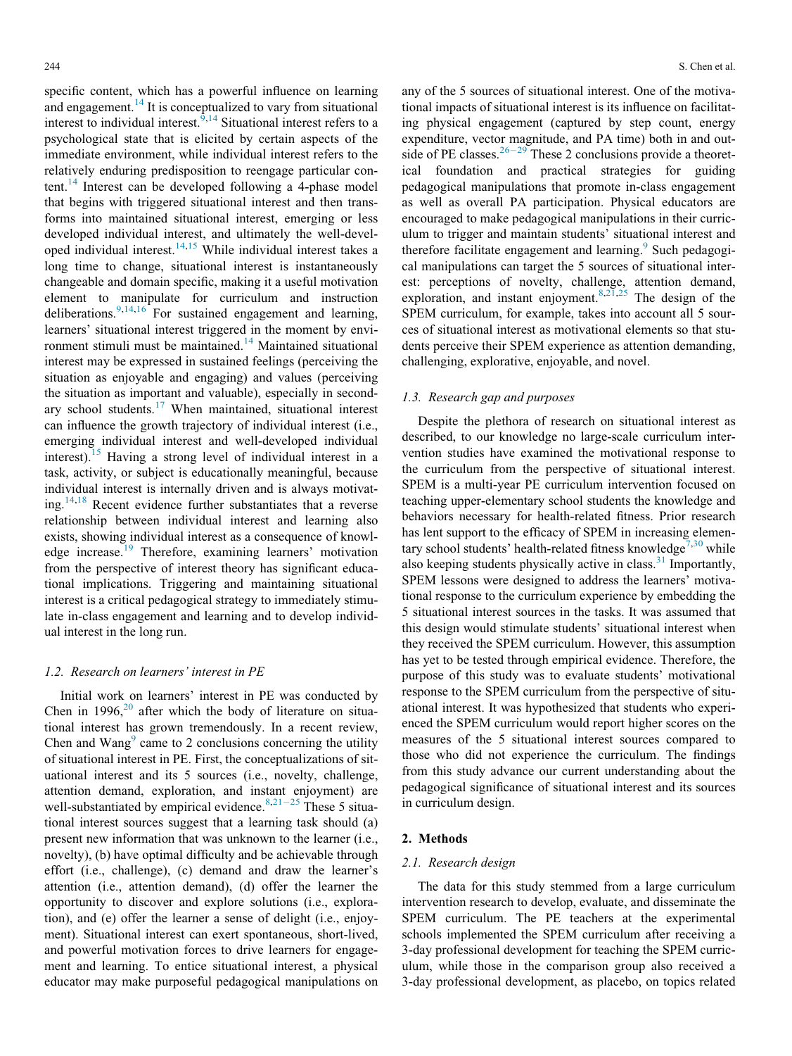specific content, which has a powerful influence on learning and engagement.[14] It is conceptualized to vary from situational interest to individual interest.[9,14] Situational interest refers to a psychological state that is elicited by certain aspects of the immediate environment, while individual interest refers to the relatively enduring predisposition to reengage particular content.[14] Interest can be developed following a 4-phase model that begins with triggered situational interest and then transforms into maintained situational interest, emerging or less developed individual interest, and ultimately the well-developed individual interest.[14,15] While individual interest takes a long time to change, situational interest is instantaneously changeable and domain specific, making it a useful motivation element to manipulate for curriculum and instruction deliberations.[9,14,16] For sustained engagement and learning, learners' situational interest triggered in the moment by environment stimuli must be maintained.[14] Maintained situational interest may be expressed in sustained feelings (perceiving the situation as enjoyable and engaging) and values (perceiving the situation as important and valuable), especially in secondary school students.[17] When maintained, situational interest can influence the growth trajectory of individual interest (i.e., emerging individual interest and well-developed individual interest).[15] Having a strong level of individual interest in a task, activity, or subject is educationally meaningful, because individual interest is internally driven and is always motivating.[14,18] Recent evidence further substantiates that a reverse relationship between individual interest and learning also exists, showing individual interest as a consequence of knowledge increase.[19] Therefore, examining learners' motivation from the perspective of interest theory has significant educational implications. Triggering and maintaining situational interest is a critical pedagogical strategy to immediately stimulate in-class engagement and learning and to develop individual interest in the long run.

### 1.2. Research on learners' interest in PE

Initial work on learners' interest in PE was conducted by Chen in 1996,[20] after which the body of literature on situational interest has grown tremendously. In a recent review, Chen and Wang[9] came to 2 conclusions concerning the utility of situational interest in PE. First, the conceptualizations of situational interest and its 5 sources (i.e., novelty, challenge, attention demand, exploration, and instant enjoyment) are well-substantiated by empirical evidence.[8,21–25] These 5 situational interest sources suggest that a learning task should (a) present new information that was unknown to the learner (i.e., novelty), (b) have optimal difficulty and be achievable through effort (i.e., challenge), (c) demand and draw the learner's attention (i.e., attention demand), (d) offer the learner the opportunity to discover and explore solutions (i.e., exploration), and (e) offer the learner a sense of delight (i.e., enjoyment). Situational interest can exert spontaneous, short-lived, and powerful motivation forces to drive learners for engagement and learning. To entice situational interest, a physical educator may make purposeful pedagogical manipulations on any of the 5 sources of situational interest. One of the motivational impacts of situational interest is its influence on facilitating physical engagement (captured by step count, energy expenditure, vector magnitude, and PA time) both in and outside of PE classes.[26–29] These 2 conclusions provide a theoretical foundation and practical strategies for guiding pedagogical manipulations that promote in-class engagement as well as overall PA participation. Physical educators are encouraged to make pedagogical manipulations in their curriculum to trigger and maintain students' situational interest and therefore facilitate engagement and learning.[9] Such pedagogical manipulations can target the 5 sources of situational interest: perceptions of novelty, challenge, attention demand, exploration, and instant enjoyment.[8,21,25] The design of the SPEM curriculum, for example, takes into account all 5 sources of situational interest as motivational elements so that students perceive their SPEM experience as attention demanding, challenging, explorative, enjoyable, and novel.

### 1.3. Research gap and purposes

Despite the plethora of research on situational interest as described, to our knowledge no large-scale curriculum intervention studies have examined the motivational response to the curriculum from the perspective of situational interest. SPEM is a multi-year PE curriculum intervention focused on teaching upper-elementary school students the knowledge and behaviors necessary for health-related fitness. Prior research has lent support to the efficacy of SPEM in increasing elementary school students' health-related fitness knowledge[7,30] while also keeping students physically active in class.[31] Importantly, SPEM lessons were designed to address the learners' motivational response to the curriculum experience by embedding the 5 situational interest sources in the tasks. It was assumed that this design would stimulate students' situational interest when they received the SPEM curriculum. However, this assumption has yet to be tested through empirical evidence. Therefore, the purpose of this study was to evaluate students' motivational response to the SPEM curriculum from the perspective of situational interest. It was hypothesized that students who experienced the SPEM curriculum would report higher scores on the measures of the 5 situational interest sources compared to those who did not experience the curriculum. The findings from this study advance our current understanding about the pedagogical significance of situational interest and its sources in curriculum design.

## 2. Methods

### 2.1. Research design

The data for this study stemmed from a large curriculum intervention research to develop, evaluate, and disseminate the SPEM curriculum. The PE teachers at the experimental schools implemented the SPEM curriculum after receiving a 3-day professional development for teaching the SPEM curriculum, while those in the comparison group also received a 3-day professional development, as placebo, on topics related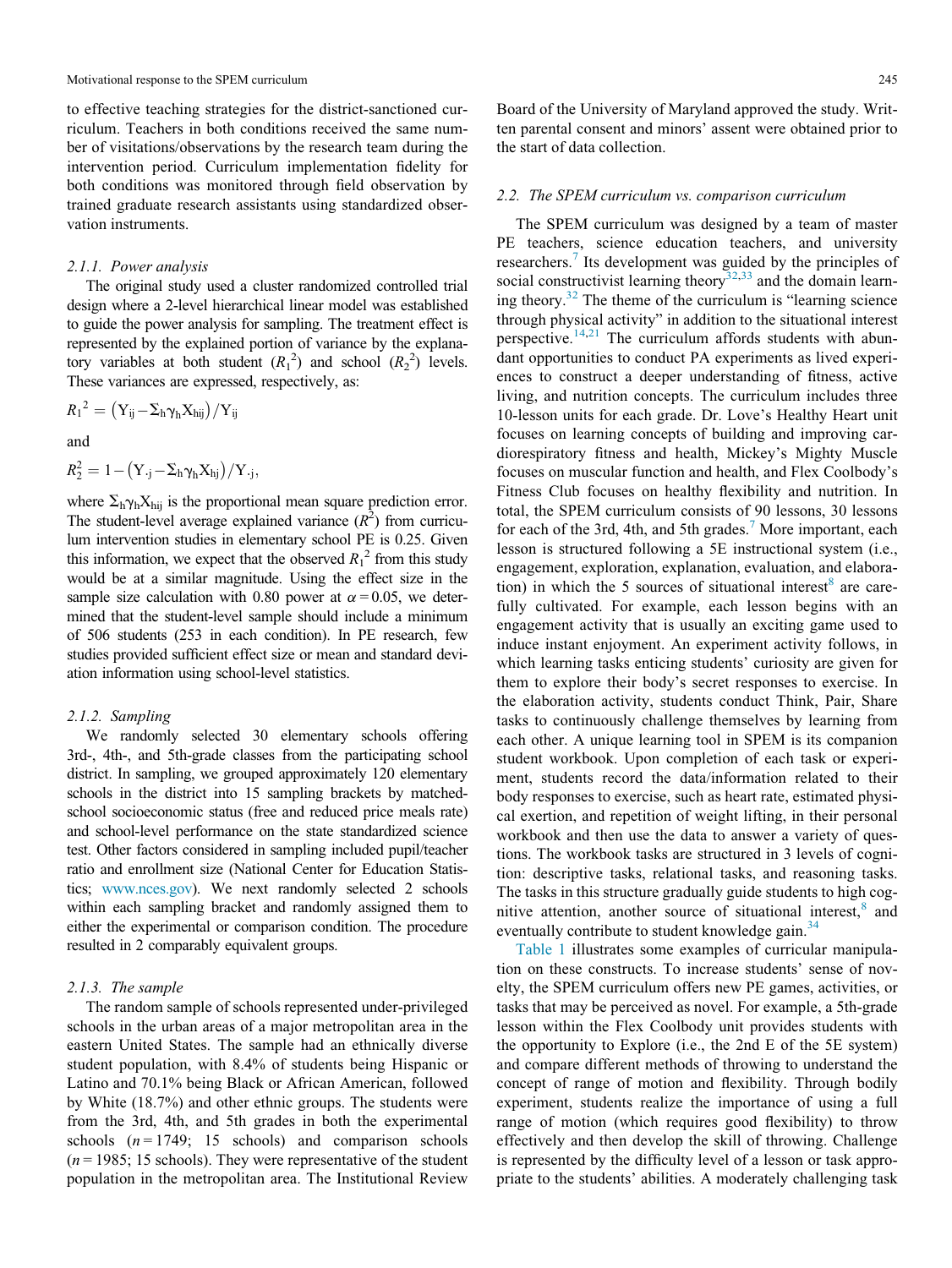to effective teaching strategies for the district-sanctioned curriculum. Teachers in both conditions received the same number of visitations/observations by the research team during the intervention period. Curriculum implementation fidelity for both conditions was monitored through field observation by trained graduate research assistants using standardized observation instruments.

#### 2.1.1. Power analysis

The original study used a cluster randomized controlled trial design where a 2-level hierarchical linear model was established to guide the power analysis for sampling. The treatment effect is represented by the explained portion of variance by the explanatory variables at both student ($R_1^2$) and school ($R_2^2$) levels. These variances are expressed, respectively, as:

$$R_1^2 = \left(\mathrm{Y_{ij}} - \Sigma_\mathrm{h}\gamma_\mathrm{h}\mathrm{X_{hij}}\right)/\mathrm{Y_{ij}}$$

and

$$R_2^2 = 1 - \left(\mathrm{Y_{\cdot j}} - \Sigma_\mathrm{h}\gamma_\mathrm{h}\mathrm{X_{hj}}\right)/\mathrm{Y_{\cdot j}},$$

where $\Sigma_\mathrm{h}\gamma_\mathrm{h}\mathrm{X_{hij}}$ is the proportional mean square prediction error. The student-level average explained variance ($R^2$) from curriculum intervention studies in elementary school PE is 0.25. Given this information, we expect that the observed $R_1^2$ from this study would be at a similar magnitude. Using the effect size in the sample size calculation with 0.80 power at $\alpha = 0.05$, we determined that the student-level sample should include a minimum of 506 students (253 in each condition). In PE research, few studies provided sufficient effect size or mean and standard deviation information using school-level statistics.

#### 2.1.2. Sampling

We randomly selected 30 elementary schools offering 3rd-, 4th-, and 5th-grade classes from the participating school district. In sampling, we grouped approximately 120 elementary schools in the district into 15 sampling brackets by matched-school socioeconomic status (free and reduced price meals rate) and school-level performance on the state standardized science test. Other factors considered in sampling included pupil/teacher ratio and enrollment size (National Center for Education Statistics; www.nces.gov). We next randomly selected 2 schools within each sampling bracket and randomly assigned them to either the experimental or comparison condition. The procedure resulted in 2 comparably equivalent groups.

#### 2.1.3. The sample

The random sample of schools represented under-privileged schools in the urban areas of a major metropolitan area in the eastern United States. The sample had an ethnically diverse student population, with 8.4% of students being Hispanic or Latino and 70.1% being Black or African American, followed by White (18.7%) and other ethnic groups. The students were from the 3rd, 4th, and 5th grades in both the experimental schools ($n = 1749$; 15 schools) and comparison schools ($n = 1985$; 15 schools). They were representative of the student population in the metropolitan area. The Institutional Review Board of the University of Maryland approved the study. Written parental consent and minors' assent were obtained prior to the start of data collection.

### 2.2. The SPEM curriculum vs. comparison curriculum

The SPEM curriculum was designed by a team of master PE teachers, science education teachers, and university researchers.[7] Its development was guided by the principles of social constructivist learning theory[32,33] and the domain learning theory.[32] The theme of the curriculum is "learning science through physical activity" in addition to the situational interest perspective.[14,21] The curriculum affords students with abundant opportunities to conduct PA experiments as lived experiences to construct a deeper understanding of fitness, active living, and nutrition concepts. The curriculum includes three 10-lesson units for each grade. Dr. Love's Healthy Heart unit focuses on learning concepts of building and improving cardiorespiratory fitness and health, Mickey's Mighty Muscle focuses on muscular function and health, and Flex Coolbody's Fitness Club focuses on healthy flexibility and nutrition. In total, the SPEM curriculum consists of 90 lessons, 30 lessons for each of the 3rd, 4th, and 5th grades.[7] More important, each lesson is structured following a 5E instructional system (i.e., engagement, exploration, explanation, evaluation, and elaboration) in which the 5 sources of situational interest[8] are carefully cultivated. For example, each lesson begins with an engagement activity that is usually an exciting game used to induce instant enjoyment. An experiment activity follows, in which learning tasks enticing students' curiosity are given for them to explore their body's secret responses to exercise. In the elaboration activity, students conduct Think, Pair, Share tasks to continuously challenge themselves by learning from each other. A unique learning tool in SPEM is its companion student workbook. Upon completion of each task or experiment, students record the data/information related to their body responses to exercise, such as heart rate, estimated physical exertion, and repetition of weight lifting, in their personal workbook and then use the data to answer a variety of questions. The workbook tasks are structured in 3 levels of cognition: descriptive tasks, relational tasks, and reasoning tasks. The tasks in this structure gradually guide students to high cognitive attention, another source of situational interest,[8] and eventually contribute to student knowledge gain.[34]

Table 1 illustrates some examples of curricular manipulation on these constructs. To increase students' sense of novelty, the SPEM curriculum offers new PE games, activities, or tasks that may be perceived as novel. For example, a 5th-grade lesson within the Flex Coolbody unit provides students with the opportunity to Explore (i.e., the 2nd E of the 5E system) and compare different methods of throwing to understand the concept of range of motion and flexibility. Through bodily experiment, students realize the importance of using a full range of motion (which requires good flexibility) to throw effectively and then develop the skill of throwing. Challenge is represented by the difficulty level of a lesson or task appropriate to the students' abilities. A moderately challenging task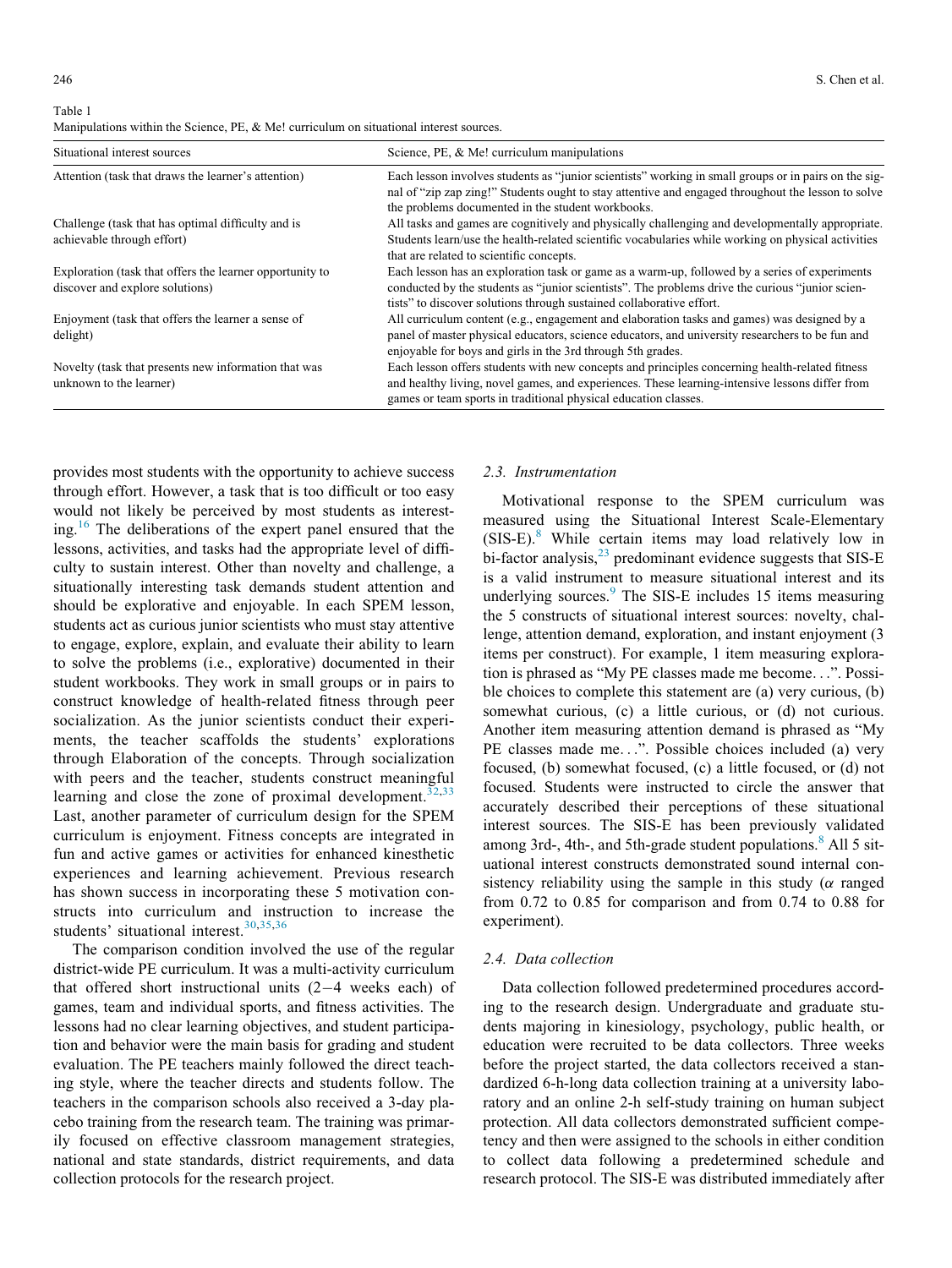Table 1
Manipulations within the Science, PE, & Me! curriculum on situational interest sources.

| Situational interest sources | Science, PE, & Me! curriculum manipulations |
| --- | --- |
| Attention (task that draws the learner's attention) | Each lesson involves students as "junior scientists" working in small groups or in pairs on the signal of "zip zap zing!" Students ought to stay attentive and engaged throughout the lesson to solve the problems documented in the student workbooks. |
| Challenge (task that has optimal difficulty and is achievable through effort) | All tasks and games are cognitively and physically challenging and developmentally appropriate. Students learn/use the health-related scientific vocabularies while working on physical activities that are related to scientific concepts. |
| Exploration (task that offers the learner opportunity to discover and explore solutions) | Each lesson has an exploration task or game as a warm-up, followed by a series of experiments conducted by the students as "junior scientists". The problems drive the curious "junior scientists" to discover solutions through sustained collaborative effort. |
| Enjoyment (task that offers the learner a sense of delight) | All curriculum content (e.g., engagement and elaboration tasks and games) was designed by a panel of master physical educators, science educators, and university researchers to be fun and enjoyable for boys and girls in the 3rd through 5th grades. |
| Novelty (task that presents new information that was unknown to the learner) | Each lesson offers students with new concepts and principles concerning health-related fitness and healthy living, novel games, and experiences. These learning-intensive lessons differ from games or team sports in traditional physical education classes. |

provides most students with the opportunity to achieve success through effort. However, a task that is too difficult or too easy would not likely be perceived by most students as interesting.[16] The deliberations of the expert panel ensured that the lessons, activities, and tasks had the appropriate level of difficulty to sustain interest. Other than novelty and challenge, a situationally interesting task demands student attention and should be explorative and enjoyable. In each SPEM lesson, students act as curious junior scientists who must stay attentive to engage, explore, explain, and evaluate their ability to learn to solve the problems (i.e., explorative) documented in their student workbooks. They work in small groups or in pairs to construct knowledge of health-related fitness through peer socialization. As the junior scientists conduct their experiments, the teacher scaffolds the students' explorations through Elaboration of the concepts. Through socialization with peers and the teacher, students construct meaningful learning and close the zone of proximal development.[32,33] Last, another parameter of curriculum design for the SPEM curriculum is enjoyment. Fitness concepts are integrated in fun and active games or activities for enhanced kinesthetic experiences and learning achievement. Previous research has shown success in incorporating these 5 motivation constructs into curriculum and instruction to increase the students' situational interest.[30,35,36]

The comparison condition involved the use of the regular district-wide PE curriculum. It was a multi-activity curriculum that offered short instructional units (2–4 weeks each) of games, team and individual sports, and fitness activities. The lessons had no clear learning objectives, and student participation and behavior were the main basis for grading and student evaluation. The PE teachers mainly followed the direct teaching style, where the teacher directs and students follow. The teachers in the comparison schools also received a 3-day placebo training from the research team. The training was primarily focused on effective classroom management strategies, national and state standards, district requirements, and data collection protocols for the research project.

### 2.3. Instrumentation

Motivational response to the SPEM curriculum was measured using the Situational Interest Scale-Elementary (SIS-E).[8] While certain items may load relatively low in bi-factor analysis,[23] predominant evidence suggests that SIS-E is a valid instrument to measure situational interest and its underlying sources.[9] The SIS-E includes 15 items measuring the 5 constructs of situational interest sources: novelty, challenge, attention demand, exploration, and instant enjoyment (3 items per construct). For example, 1 item measuring exploration is phrased as "My PE classes made me become. . .". Possible choices to complete this statement are (a) very curious, (b) somewhat curious, (c) a little curious, or (d) not curious. Another item measuring attention demand is phrased as "My PE classes made me. . .". Possible choices included (a) very focused, (b) somewhat focused, (c) a little focused, or (d) not focused. Students were instructed to circle the answer that accurately described their perceptions of these situational interest sources. The SIS-E has been previously validated among 3rd-, 4th-, and 5th-grade student populations.[8] All 5 situational interest constructs demonstrated sound internal consistency reliability using the sample in this study ($\alpha$ ranged from 0.72 to 0.85 for comparison and from 0.74 to 0.88 for experiment).

### 2.4. Data collection

Data collection followed predetermined procedures according to the research design. Undergraduate and graduate students majoring in kinesiology, psychology, public health, or education were recruited to be data collectors. Three weeks before the project started, the data collectors received a standardized 6-h-long data collection training at a university laboratory and an online 2-h self-study training on human subject protection. All data collectors demonstrated sufficient competency and then were assigned to the schools in either condition to collect data following a predetermined schedule and research protocol. The SIS-E was distributed immediately after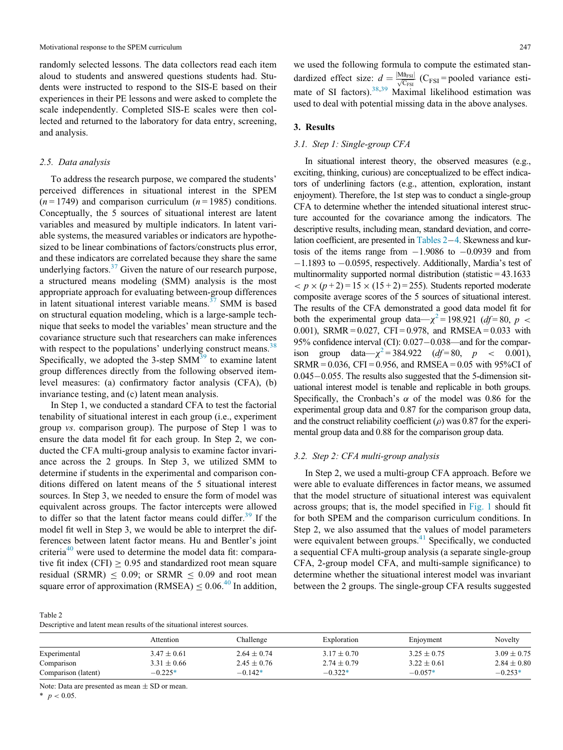randomly selected lessons. The data collectors read each item aloud to students and answered questions students had. Students were instructed to respond to the SIS-E based on their experiences in their PE lessons and were asked to complete the scale independently. Completed SIS-E scales were then collected and returned to the laboratory for data entry, screening, and analysis.

### 2.5. Data analysis

To address the research purpose, we compared the students' perceived differences in situational interest in the SPEM ($n = 1749$) and comparison curriculum ($n = 1985$) conditions. Conceptually, the 5 sources of situational interest are latent variables and measured by multiple indicators. In latent variable systems, the measured variables or indicators are hypothesized to be linear combinations of factors/constructs plus error, and these indicators are correlated because they share the same underlying factors.[37] Given the nature of our research purpose, a structured means modeling (SMM) analysis is the most appropriate approach for evaluating between-group differences in latent situational interest variable means.[37] SMM is based on structural equation modeling, which is a large-sample technique that seeks to model the variables' mean structure and the covariance structure such that researchers can make inferences with respect to the populations' underlying construct means.[38] Specifically, we adopted the 3-step SMM[39] to examine latent group differences directly from the following observed item-level measures: (a) confirmatory factor analysis (CFA), (b) invariance testing, and (c) latent mean analysis.

In Step 1, we conducted a standard CFA to test the factorial tenability of situational interest in each group (i.e., experiment group *vs*. comparison group). The purpose of Step 1 was to ensure the data model fit for each group. In Step 2, we conducted the CFA multi-group analysis to examine factor invariance across the 2 groups. In Step 3, we utilized SMM to determine if students in the experimental and comparison conditions differed on latent means of the 5 situational interest sources. In Step 3, we needed to ensure the form of model was equivalent across groups. The factor intercepts were allowed to differ so that the latent factor means could differ.[39] If the model fit well in Step 3, we would be able to interpret the differences between latent factor means. Hu and Bentler's joint criteria[40] were used to determine the model data fit: comparative fit index (CFI) $\geq 0.95$ and standardized root mean square residual (SRMR) $\leq 0.09$; or SRMR $\leq 0.09$ and root mean square error of approximation (RMSEA) $\leq 0.06$.[40] In addition, we used the following formula to compute the estimated standardized effect size: $d = \frac{|M\hat{a}_{FSI}|}{\sqrt{C_{FSI}}}$ ($C_{FSI}$ = pooled variance estimate of SI factors).[38,39] Maximal likelihood estimation was used to deal with potential missing data in the above analyses.

## 3. Results

### 3.1. Step 1: Single-group CFA

In situational interest theory, the observed measures (e.g., exciting, thinking, curious) are conceptualized to be effect indicators of underlining factors (e.g., attention, exploration, instant enjoyment). Therefore, the 1st step was to conduct a single-group CFA to determine whether the intended situational interest structure accounted for the covariance among the indicators. The descriptive results, including mean, standard deviation, and correlation coefficient, are presented in Tables 2–4. Skewness and kurtosis of the items range from −1.9086 to −0.0939 and from −1.1893 to −0.0595, respectively. Additionally, Mardia's test of multinormality supported normal distribution (statistic = 43.1633 $< p \times (p+2) = 15 \times (15+2) = 255$). Students reported moderate composite average scores of the 5 sources of situational interest. The results of the CFA demonstrated a good data model fit for both the experimental group data—$\chi^2 = 198.921$ ($df = 80$, $p < 0.001$), SRMR = 0.027, CFI = 0.978, and RMSEA = 0.033 with 95% confidence interval (CI): 0.027−0.038—and for the comparison group data—$\chi^2 = 384.922$ ($df = 80$, $p < 0.001$), SRMR = 0.036, CFI = 0.956, and RMSEA = 0.05 with 95%CI of 0.045−0.055. The results also suggested that the 5-dimension situational interest model is tenable and replicable in both groups. Specifically, the Cronbach's $\alpha$ of the model was 0.86 for the experimental group data and 0.87 for the comparison group data, and the construct reliability coefficient ($\rho$) was 0.87 for the experimental group data and 0.88 for the comparison group data.

### 3.2. Step 2: CFA multi-group analysis

In Step 2, we used a multi-group CFA approach. Before we were able to evaluate differences in factor means, we assumed that the model structure of situational interest was equivalent across groups; that is, the model specified in Fig. 1 should fit for both SPEM and the comparison curriculum conditions. In Step 2, we also assumed that the values of model parameters were equivalent between groups.[41] Specifically, we conducted a sequential CFA multi-group analysis (a separate single-group CFA, 2-group model CFA, and multi-sample significance) to determine whether the situational interest model was invariant between the 2 groups. The single-group CFA results suggested

Table 2
Descriptive and latent mean results of the situational interest sources.

| | Attention | Challenge | Exploration | Enjoyment | Novelty |
|---|---|---|---|---|---|
| Experimental | 3.47 ± 0.61 | 2.64 ± 0.74 | 3.17 ± 0.70 | 3.25 ± 0.75 | 3.09 ± 0.75 |
| Comparison | 3.31 ± 0.66 | 2.45 ± 0.76 | 2.74 ± 0.79 | 3.22 ± 0.61 | 2.84 ± 0.80 |
| Comparison (latent) | −0.225* | −0.142* | −0.322* | −0.057* | −0.253* |

Note: Data are presented as mean ± SD or mean.

\* $p < 0.05$.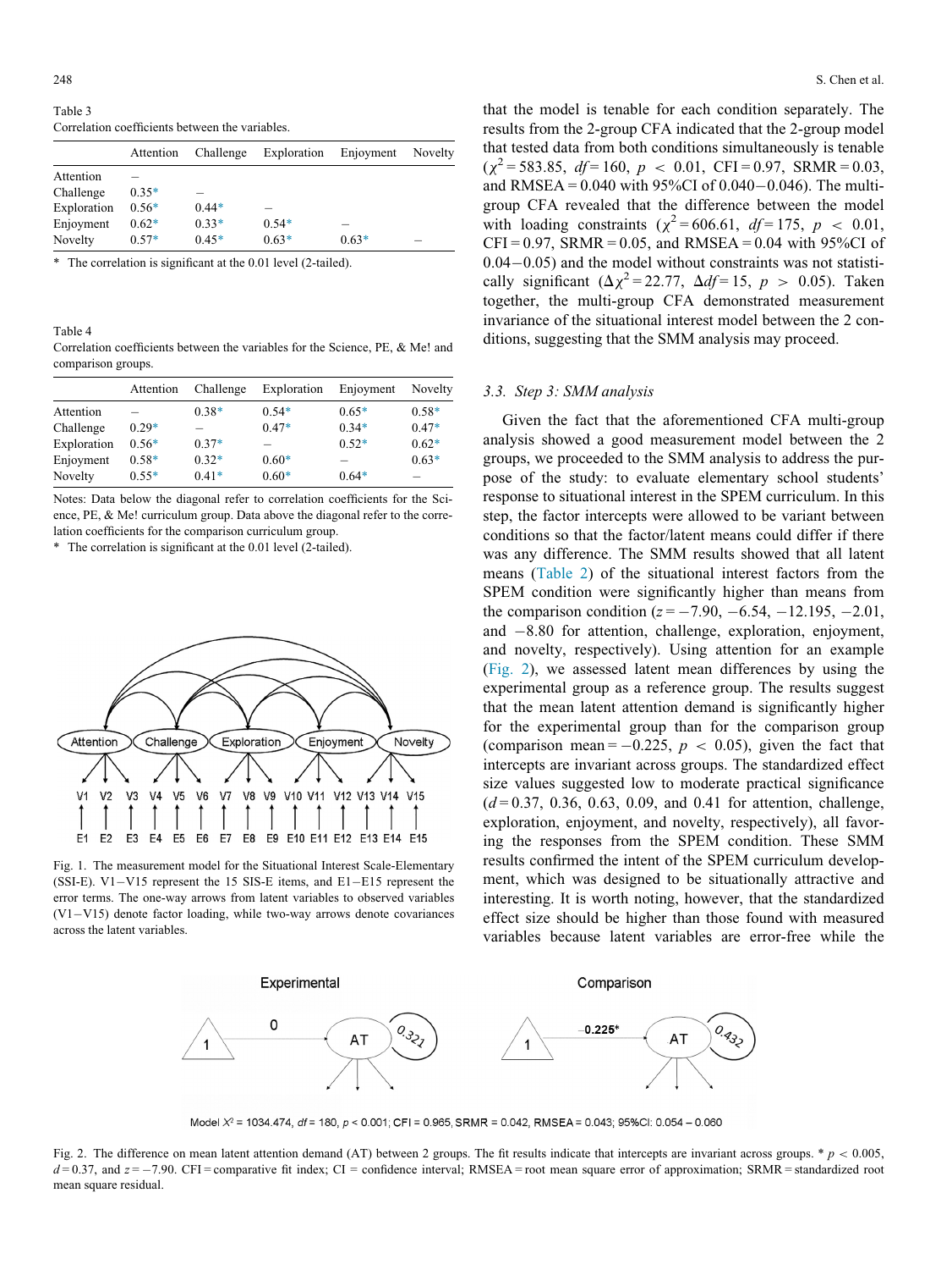Table 3
Correlation coefficients between the variables.

| | Attention | Challenge | Exploration | Enjoyment | Novelty |
|---|---|---|---|---|---|
| Attention | – | | | | |
| Challenge | 0.35* | – | | | |
| Exploration | 0.56* | 0.44* | – | | |
| Enjoyment | 0.62* | 0.33* | 0.54* | – | |
| Novelty | 0.57* | 0.45* | 0.63* | 0.63* | – |

\* The correlation is significant at the 0.01 level (2-tailed).

Table 4
Correlation coefficients between the variables for the Science, PE, & Me! and comparison groups.

| | Attention | Challenge | Exploration | Enjoyment | Novelty |
|---|---|---|---|---|---|
| Attention | – | 0.38* | 0.54* | 0.65* | 0.58* |
| Challenge | 0.29* | – | 0.47* | 0.34* | 0.47* |
| Exploration | 0.56* | 0.37* | – | 0.52* | 0.62* |
| Enjoyment | 0.58* | 0.32* | 0.60* | – | 0.63* |
| Novelty | 0.55* | 0.41* | 0.60* | 0.64* | – |

Notes: Data below the diagonal refer to correlation coefficients for the Science, PE, & Me! curriculum group. Data above the diagonal refer to the correlation coefficients for the comparison curriculum group.
\* The correlation is significant at the 0.01 level (2-tailed).

Fig. 1. The measurement model for the Situational Interest Scale-Elementary (SSI-E). V1−V15 represent the 15 SIS-E items, and E1−E15 represent the error terms. The one-way arrows from latent variables to observed variables (V1−V15) denote factor loading, while two-way arrows denote covariances across the latent variables.

that the model is tenable for each condition separately. The results from the 2-group CFA indicated that the 2-group model that tested data from both conditions simultaneously is tenable ($\chi^2 = 583.85$, $df = 160$, $p < 0.01$, CFI = 0.97, SRMR = 0.03, and RMSEA = 0.040 with 95%CI of 0.040−0.046). The multi-group CFA revealed that the difference between the model with loading constraints ($\chi^2 = 606.61$, $df = 175$, $p < 0.01$, CFI = 0.97, SRMR = 0.05, and RMSEA = 0.04 with 95%CI of 0.04−0.05) and the model without constraints was not statistically significant ($\Delta\chi^2 = 22.77$, $\Delta df = 15$, $p > 0.05$). Taken together, the multi-group CFA demonstrated measurement invariance of the situational interest model between the 2 conditions, suggesting that the SMM analysis may proceed.

### 3.3. Step 3: SMM analysis

Given the fact that the aforementioned CFA multi-group analysis showed a good measurement model between the 2 groups, we proceeded to the SMM analysis to address the purpose of the study: to evaluate elementary school students' response to situational interest in the SPEM curriculum. In this step, the factor intercepts were allowed to be variant between conditions so that the factor/latent means could differ if there was any difference. The SMM results showed that all latent means (Table 2) of the situational interest factors from the SPEM condition were significantly higher than means from the comparison condition ($z = -7.90$, $-6.54$, $-12.195$, $-2.01$, and $-8.80$ for attention, challenge, exploration, enjoyment, and novelty, respectively). Using attention for an example (Fig. 2), we assessed latent mean differences by using the experimental group as a reference group. The results suggest that the mean latent attention demand is significantly higher for the experimental group than for the comparison group (comparison mean = −0.225, $p < 0.05$), given the fact that intercepts are invariant across groups. The standardized effect size values suggested low to moderate practical significance ($d = 0.37$, 0.36, 0.63, 0.09, and 0.41 for attention, challenge, exploration, enjoyment, and novelty, respectively), all favoring the responses from the SPEM condition. These SMM results confirmed the intent of the SPEM curriculum development, which was designed to be situationally attractive and interesting. It is worth noting, however, that the standardized effect size should be higher than those found with measured variables because latent variables are error-free while the

Model $X^2 = 1034.474$, $df = 180$, $p < 0.001$; CFI = 0.965, SRMR = 0.042, RMSEA = 0.043; 95%CI: 0.054 – 0.060

Fig. 2. The difference on mean latent attention demand (AT) between 2 groups. The fit results indicate that intercepts are invariant across groups. * $p < 0.005$, $d = 0.37$, and $z = -7.90$. CFI = comparative fit index; CI = confidence interval; RMSEA = root mean square error of approximation; SRMR = standardized root mean square residual.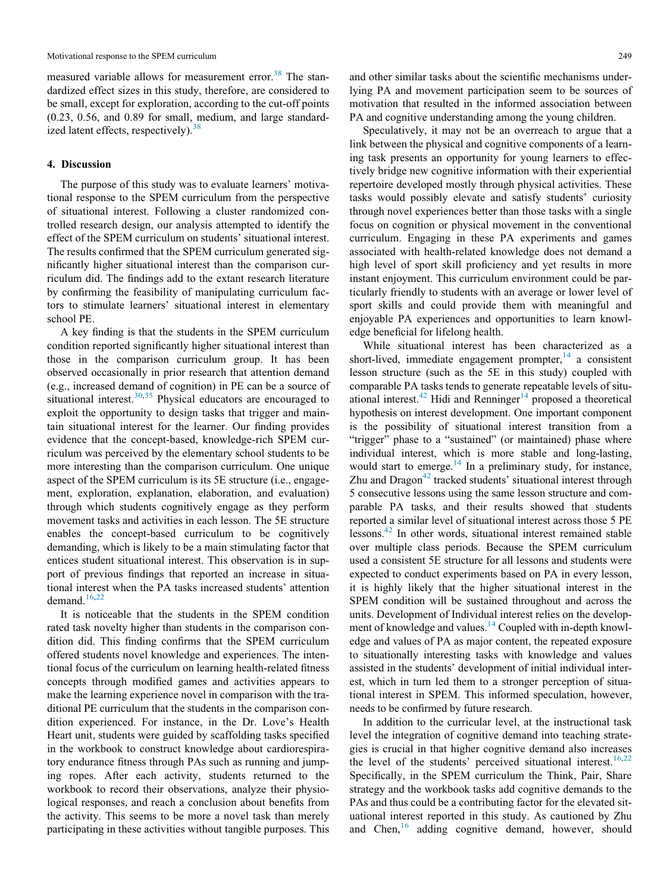measured variable allows for measurement error.[38] The standardized effect sizes in this study, therefore, are considered to be small, except for exploration, according to the cut-off points (0.23, 0.56, and 0.89 for small, medium, and large standardized latent effects, respectively).[38]

## 4. Discussion

The purpose of this study was to evaluate learners' motivational response to the SPEM curriculum from the perspective of situational interest. Following a cluster randomized controlled research design, our analysis attempted to identify the effect of the SPEM curriculum on students' situational interest. The results confirmed that the SPEM curriculum generated significantly higher situational interest than the comparison curriculum did. The findings add to the extant research literature by confirming the feasibility of manipulating curriculum factors to stimulate learners' situational interest in elementary school PE.

A key finding is that the students in the SPEM curriculum condition reported significantly higher situational interest than those in the comparison curriculum group. It has been observed occasionally in prior research that attention demand (e.g., increased demand of cognition) in PE can be a source of situational interest.[30,35] Physical educators are encouraged to exploit the opportunity to design tasks that trigger and maintain situational interest for the learner. Our finding provides evidence that the concept-based, knowledge-rich SPEM curriculum was perceived by the elementary school students to be more interesting than the comparison curriculum. One unique aspect of the SPEM curriculum is its 5E structure (i.e., engagement, exploration, explanation, elaboration, and evaluation) through which students cognitively engage as they perform movement tasks and activities in each lesson. The 5E structure enables the concept-based curriculum to be cognitively demanding, which is likely to be a main stimulating factor that entices student situational interest. This observation is in support of previous findings that reported an increase in situational interest when the PA tasks increased students' attention demand.[16,22]

It is noticeable that the students in the SPEM condition rated task novelty higher than students in the comparison condition did. This finding confirms that the SPEM curriculum offered students novel knowledge and experiences. The intentional focus of the curriculum on learning health-related fitness concepts through modified games and activities appears to make the learning experience novel in comparison with the traditional PE curriculum that the students in the comparison condition experienced. For instance, in the Dr. Love's Health Heart unit, students were guided by scaffolding tasks specified in the workbook to construct knowledge about cardiorespiratory endurance fitness through PAs such as running and jumping ropes. After each activity, students returned to the workbook to record their observations, analyze their physiological responses, and reach a conclusion about benefits from the activity. This seems to be more a novel task than merely participating in these activities without tangible purposes. This and other similar tasks about the scientific mechanisms underlying PA and movement participation seem to be sources of motivation that resulted in the informed association between PA and cognitive understanding among the young children.

Speculatively, it may not be an overreach to argue that a link between the physical and cognitive components of a learning task presents an opportunity for young learners to effectively bridge new cognitive information with their experiential repertoire developed mostly through physical activities. These tasks would possibly elevate and satisfy students' curiosity through novel experiences better than those tasks with a single focus on cognition or physical movement in the conventional curriculum. Engaging in these PA experiments and games associated with health-related knowledge does not demand a high level of sport skill proficiency and yet results in more instant enjoyment. This curriculum environment could be particularly friendly to students with an average or lower level of sport skills and could provide them with meaningful and enjoyable PA experiences and opportunities to learn knowledge beneficial for lifelong health.

While situational interest has been characterized as a short-lived, immediate engagement prompter,[14] a consistent lesson structure (such as the 5E in this study) coupled with comparable PA tasks tends to generate repeatable levels of situational interest.[42] Hidi and Renninger[14] proposed a theoretical hypothesis on interest development. One important component is the possibility of situational interest transition from a "trigger" phase to a "sustained" (or maintained) phase where individual interest, which is more stable and long-lasting, would start to emerge.[14] In a preliminary study, for instance, Zhu and Dragon[42] tracked students' situational interest through 5 consecutive lessons using the same lesson structure and comparable PA tasks, and their results showed that students reported a similar level of situational interest across those 5 PE lessons.[42] In other words, situational interest remained stable over multiple class periods. Because the SPEM curriculum used a consistent 5E structure for all lessons and students were expected to conduct experiments based on PA in every lesson, it is highly likely that the higher situational interest in the SPEM condition will be sustained throughout and across the units. Development of Individual interest relies on the development of knowledge and values.[14] Coupled with in-depth knowledge and values of PA as major content, the repeated exposure to situationally interesting tasks with knowledge and values assisted in the students' development of initial individual interest, which in turn led them to a stronger perception of situational interest in SPEM. This informed speculation, however, needs to be confirmed by future research.

In addition to the curricular level, at the instructional task level the integration of cognitive demand into teaching strategies is crucial in that higher cognitive demand also increases the level of the students' perceived situational interest.[16,22] Specifically, in the SPEM curriculum the Think, Pair, Share strategy and the workbook tasks add cognitive demands to the PAs and thus could be a contributing factor for the elevated situational interest reported in this study. As cautioned by Zhu and Chen,[16] adding cognitive demand, however, should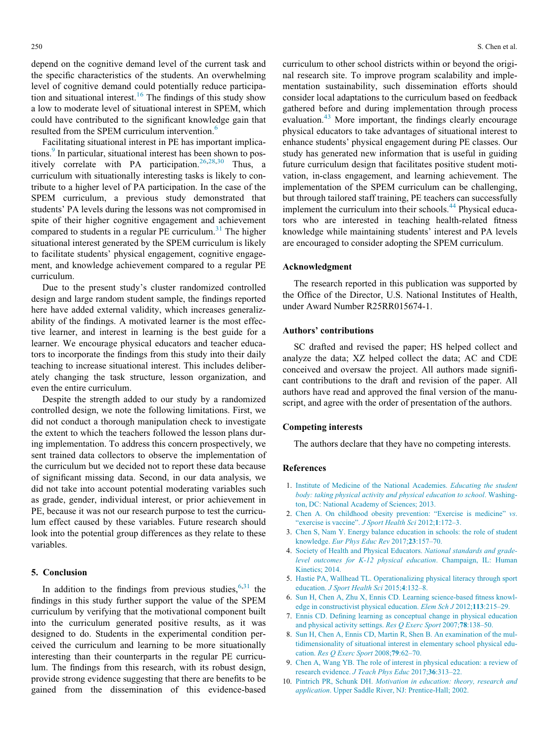depend on the cognitive demand level of the current task and the specific characteristics of the students. An overwhelming level of cognitive demand could potentially reduce participation and situational interest.[16] The findings of this study show a low to moderate level of situational interest in SPEM, which could have contributed to the significant knowledge gain that resulted from the SPEM curriculum intervention.[6]

Facilitating situational interest in PE has important implications.[9] In particular, situational interest has been shown to positively correlate with PA participation.[26,28,30] Thus, a curriculum with situationally interesting tasks is likely to contribute to a higher level of PA participation. In the case of the SPEM curriculum, a previous study demonstrated that students' PA levels during the lessons was not compromised in spite of their higher cognitive engagement and achievement compared to students in a regular PE curriculum.[31] The higher situational interest generated by the SPEM curriculum is likely to facilitate students' physical engagement, cognitive engagement, and knowledge achievement compared to a regular PE curriculum.

Due to the present study's cluster randomized controlled design and large random student sample, the findings reported here have added external validity, which increases generalizability of the findings. A motivated learner is the most effective learner, and interest in learning is the best guide for a learner. We encourage physical educators and teacher educators to incorporate the findings from this study into their daily teaching to increase situational interest. This includes deliberately changing the task structure, lesson organization, and even the entire curriculum.

Despite the strength added to our study by a randomized controlled design, we note the following limitations. First, we did not conduct a thorough manipulation check to investigate the extent to which the teachers followed the lesson plans during implementation. To address this concern prospectively, we sent trained data collectors to observe the implementation of the curriculum but we decided not to report these data because of significant missing data. Second, in our data analysis, we did not take into account potential moderating variables such as grade, gender, individual interest, or prior achievement in PE, because it was not our research purpose to test the curriculum effect caused by these variables. Future research should look into the potential group differences as they relate to these variables.

## 5. Conclusion

In addition to the findings from previous studies,[6,31] the findings in this study further support the value of the SPEM curriculum by verifying that the motivational component built into the curriculum generated positive results, as it was designed to do. Students in the experimental condition perceived the curriculum and learning to be more situationally interesting than their counterparts in the regular PE curriculum. The findings from this research, with its robust design, provide strong evidence suggesting that there are benefits to be gained from the dissemination of this evidence-based curriculum to other school districts within or beyond the original research site. To improve program scalability and implementation sustainability, such dissemination efforts should consider local adaptations to the curriculum based on feedback gathered before and during implementation through process evaluation.[43] More important, the findings clearly encourage physical educators to take advantages of situational interest to enhance students' physical engagement during PE classes. Our study has generated new information that is useful in guiding future curriculum design that facilitates positive student motivation, in-class engagement, and learning achievement. The implementation of the SPEM curriculum can be challenging, but through tailored staff training, PE teachers can successfully implement the curriculum into their schools.[44] Physical educators who are interested in teaching health-related fitness knowledge while maintaining students' interest and PA levels are encouraged to consider adopting the SPEM curriculum.

## Acknowledgment

The research reported in this publication was supported by the Office of the Director, U.S. National Institutes of Health, under Award Number R25RR015674-1.

## Authors' contributions

SC drafted and revised the paper; HS helped collect and analyze the data; XZ helped collect the data; AC and CDE conceived and oversaw the project. All authors made significant contributions to the draft and revision of the paper. All authors have read and approved the final version of the manuscript, and agree with the order of presentation of the authors.

## Competing interests

The authors declare that they have no competing interests.

## References

1. Institute of Medicine of the National Academies. *Educating the student body: taking physical activity and physical education to school*. Washington, DC: National Academy of Sciences; 2013.
2. Chen A. On childhood obesity prevention: "Exercise is medicine" *vs.* "exercise is vaccine". *J Sport Health Sci* 2012;**1**:172–3.
3. Chen S, Nam Y. Energy balance education in schools: the role of student knowledge. *Eur Phys Educ Rev* 2017;**23**:157–70.
4. Society of Health and Physical Educators. *National standards and grade-level outcomes for K-12 physical education*. Champaign, IL: Human Kinetics; 2014.
5. Hastie PA, Wallhead TL. Operationalizing physical literacy through sport education. *J Sport Health Sci* 2015;**4**:132–8.
6. Sun H, Chen A, Zhu X, Ennis CD. Learning science-based fitness knowledge in constructivist physical education. *Elem Sch J* 2012;**113**:215–29.
7. Ennis CD. Defining learning as conceptual change in physical education and physical activity settings. *Res Q Exerc Sport* 2007;**78**:138–50.
8. Sun H, Chen A, Ennis CD, Martin R, Shen B. An examination of the multidimensionality of situational interest in elementary school physical education. *Res Q Exerc Sport* 2008;**79**:62–70.
9. Chen A, Wang YB. The role of interest in physical education: a review of research evidence. *J Teach Phys Educ* 2017;**36**:313–22.
10. Pintrich PR, Schunk DH. *Motivation in education: theory, research and application*. Upper Saddle River, NJ: Prentice-Hall; 2002.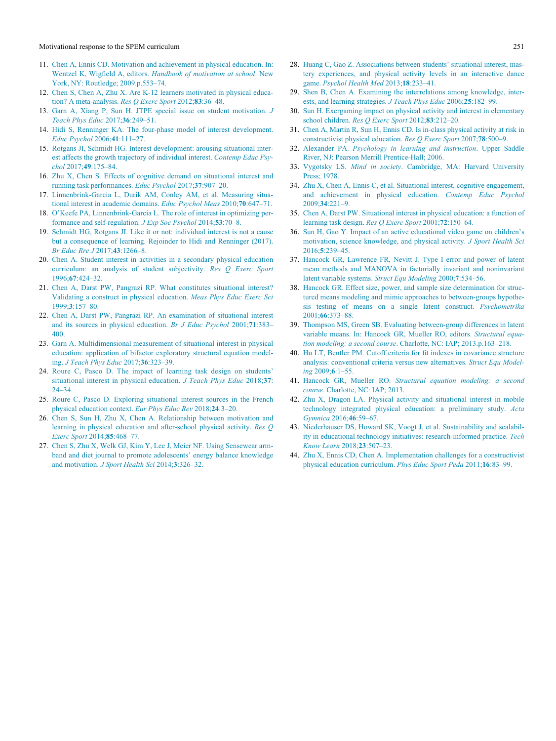11. Chen A, Ennis CD. Motivation and achievement in physical education. In: Wentzel K, Wigfield A, editors. *Handbook of motivation at school*. New York, NY: Routledge; 2009.p.553–74.
12. Chen S, Chen A, Zhu X. Are K-12 learners motivated in physical education? A meta-analysis. *Res Q Exerc Sport* 2012;**83**:36–48.
13. Garn A, Xiang P, Sun H. JTPE special issue on student motivation. *J Teach Phys Educ* 2017;**36**:249–51.
14. Hidi S, Renninger KA. The four-phase model of interest development. *Educ Psychol* 2006;**41**:111–27.
15. Rotgans JI, Schmidt HG. Interest development: arousing situational interest affects the growth trajectory of individual interest. *Contemp Educ Psychol* 2017;**49**:175–84.
16. Zhu X, Chen S. Effects of cognitive demand on situational interest and running task performances. *Educ Psychol* 2017;**37**:907–20.
17. Linnenbrink-Garcia L, Durik AM, Conley AM, et al. Measuring situational interest in academic domains. *Educ Psychol Meas* 2010;**70**:647–71.
18. O'Keefe PA, Linnenbrink-Garcia L. The role of interest in optimizing performance and self-regulation. *J Exp Soc Psychol* 2014;**53**:70–8.
19. Schmidt HG, Rotgans JI. Like it or not: individual interest is not a cause but a consequence of learning. Rejoinder to Hidi and Renninger (2017). *Br Educ Rre J* 2017;**43**:1266–8.
20. Chen A. Student interest in activities in a secondary physical education curriculum: an analysis of student subjectivity. *Res Q Exerc Sport* 1996;**67**:424–32.
21. Chen A, Darst PW, Pangrazi RP. What constitutes situational interest? Validating a construct in physical education. *Meas Phys Educ Exerc Sci* 1999;**3**:157–80.
22. Chen A, Darst PW, Pangrazi RP. An examination of situational interest and its sources in physical education. *Br J Educ Psychol* 2001;**71**:383–400.
23. Garn A. Multidimensional measurement of situational interest in physical education: application of bifactor exploratory structural equation modeling. *J Teach Phys Educ* 2017;**36**:323–39.
24. Roure C, Pasco D. The impact of learning task design on students' situational interest in physical education. *J Teach Phys Educ* 2018;**37**:24–34.
25. Roure C, Pasco D. Exploring situational interest sources in the French physical education context. *Eur Phys Educ Rev* 2018;**24**:3–20.
26. Chen S, Sun H, Zhu X, Chen A. Relationship between motivation and learning in physical education and after-school physical activity. *Res Q Exerc Sport* 2014;**85**:468–77.
27. Chen S, Zhu X, Welk GJ, Kim Y, Lee J, Meier NF. Using Sensewear armband and diet journal to promote adolescents' energy balance knowledge and motivation. *J Sport Health Sci* 2014;**3**:326–32.
28. Huang C, Gao Z. Associations between students' situational interest, mastery experiences, and physical activity levels in an interactive dance game. *Psychol Health Med* 2013;**18**:233–41.
29. Shen B, Chen A. Examining the interrelations among knowledge, interests, and learning strategies. *J Teach Phys Educ* 2006;**25**:182–99.
30. Sun H. Exergaming impact on physical activity and interest in elementary school children. *Res Q Exerc Sport* 2012;**83**:212–20.
31. Chen A, Martin R, Sun H, Ennis CD. Is in-class physical activity at risk in constructivist physical education. *Res Q Exerc Sport* 2007;**78**:500–9.
32. Alexander PA. *Psychology in learning and instruction*. Upper Saddle River, NJ: Pearson Merrill Prentice-Hall; 2006.
33. Vygotsky LS. *Mind in society*. Cambridge, MA: Harvard University Press; 1978.
34. Zhu X, Chen A, Ennis C, et al. Situational interest, cognitive engagement, and achievement in physical education. *Contemp Educ Psychol* 2009;**34**:221–9.
35. Chen A, Darst PW. Situational interest in physical education: a function of learning task design. *Res Q Exerc Sport* 2001;**72**:150–64.
36. Sun H, Gao Y. Impact of an active educational video game on children's motivation, science knowledge, and physical activity. *J Sport Health Sci* 2016;**5**:239–45.
37. Hancock GR, Lawrence FR, Nevitt J. Type I error and power of latent mean methods and MANOVA in factorially invariant and noninvariant latent variable systems. *Struct Equ Modeling* 2000;**7**:534–56.
38. Hancock GR. Effect size, power, and sample size determination for structured means modeling and mimic approaches to between-groups hypothesis testing of means on a single latent construct. *Psychometrika* 2001;**66**:373–88.
39. Thompson MS, Green SB. Evaluating between-group differences in latent variable means. In: Hancock GR, Mueller RO, editors. *Structural equation modeling: a second course*. Charlotte, NC: IAP; 2013.p.163–218.
40. Hu LT, Bentler PM. Cutoff criteria for fit indexes in covariance structure analysis: conventional criteria versus new alternatives. *Struct Equ Modeling* 2009;**6**:1–55.
41. Hancock GR, Mueller RO. *Structural equation modeling: a second course*. Charlotte, NC: IAP; 2013.
42. Zhu X, Dragon LA. Physical activity and situational interest in mobile technology integrated physical education: a preliminary study. *Acta Gymnica* 2016;**46**:59–67.
43. Niederhauser DS, Howard SK, Voogt J, et al. Sustainability and scalability in educational technology initiatives: research-informed practice. *Tech Know Learn* 2018;**23**:507–23.
44. Zhu X, Ennis CD, Chen A. Implementation challenges for a constructivist physical education curriculum. *Phys Educ Sport Peda* 2011;**16**:83–99.